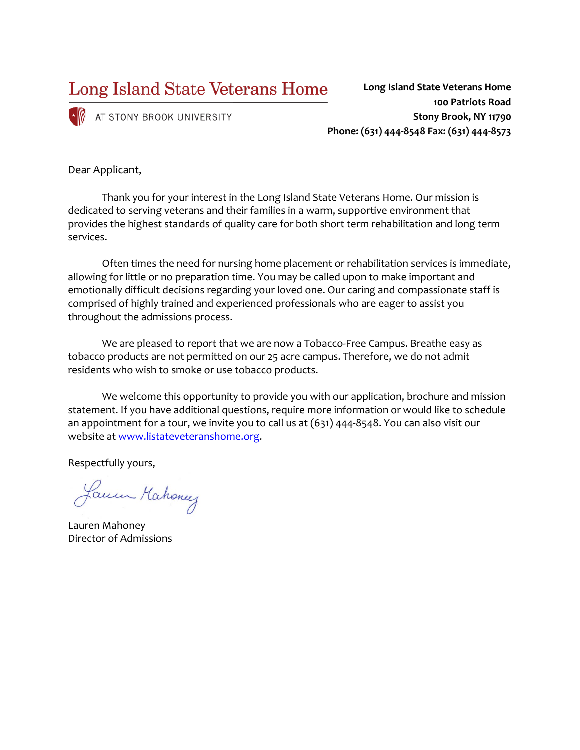# Long Island State Veterans Home

AT STONY BROOK UNIVERSITY

**Long Island State Veterans Home**
**100 Patriots Road**
**Stony Brook, NY 11790**
**Phone: (631) 444-8548 Fax: (631) 444-8573**

Dear Applicant,

Thank you for your interest in the Long Island State Veterans Home. Our mission is dedicated to serving veterans and their families in a warm, supportive environment that provides the highest standards of quality care for both short term rehabilitation and long term services.

Often times the need for nursing home placement or rehabilitation services is immediate, allowing for little or no preparation time. You may be called upon to make important and emotionally difficult decisions regarding your loved one. Our caring and compassionate staff is comprised of highly trained and experienced professionals who are eager to assist you throughout the admissions process.

We are pleased to report that we are now a Tobacco-Free Campus. Breathe easy as tobacco products are not permitted on our 25 acre campus. Therefore, we do not admit residents who wish to smoke or use tobacco products.

We welcome this opportunity to provide you with our application, brochure and mission statement. If you have additional questions, require more information or would like to schedule an appointment for a tour, we invite you to call us at (631) 444-8548. You can also visit our website at www.listateveteranshome.org.

Respectfully yours,

Lauren Mahoney

Lauren Mahoney
Director of Admissions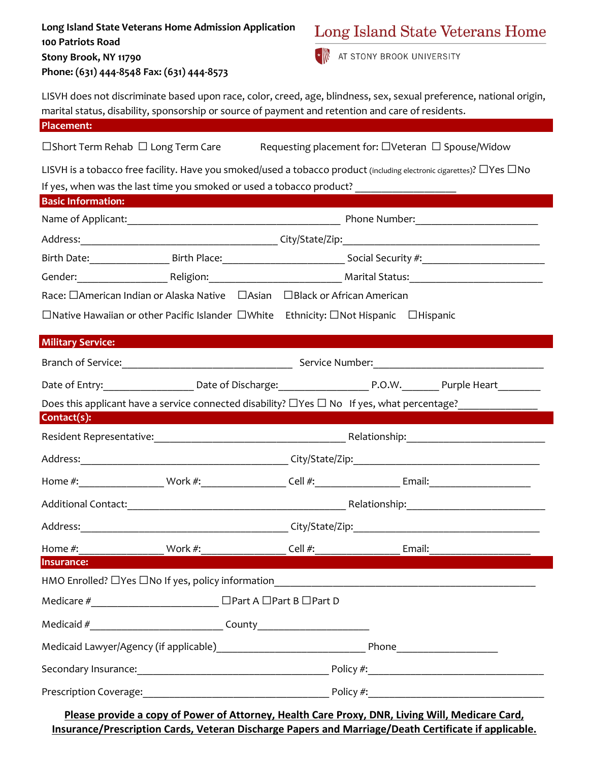**Long Island State Veterans Home Admission Application**
**100 Patriots Road**
**Stony Brook, NY 11790**
**Phone: (631) 444-8548 Fax: (631) 444-8573**

Long Island State Veterans Home

AT STONY BROOK UNIVERSITY

LISVH does not discriminate based upon race, color, creed, age, blindness, sex, sexual preference, national origin, marital status, disability, sponsorship or source of payment and retention and care of residents.

## Placement:

☐Short Term Rehab ☐ Long Term Care     Requesting placement for: ☐Veteran ☐ Spouse/Widow

LISVH is a tobacco free facility. Have you smoked/used a tobacco product (including electronic cigarettes)? ☐Yes ☐No

If yes, when was the last time you smoked or used a tobacco product? ___________________

## Basic Information:

Name of Applicant:_______________________________________ Phone Number:_______________________

Address:____________________________________ City/State/Zip:_____________________________________

Birth Date:______________ Birth Place:______________________ Social Security #:______________________

Gender:________________ Religion:________________________ Marital Status:________________________

Race: ☐American Indian or Alaska Native ☐Asian ☐Black or African American

☐Native Hawaiian or other Pacific Islander ☐White Ethnicity: ☐Not Hispanic ☐Hispanic

## Military Service:

Branch of Service:_______________________________ Service Number:_______________________________

Date of Entry:________________ Date of Discharge:________________ P.O.W._______ Purple Heart________

Does this applicant have a service connected disability? ☐Yes ☐ No If yes, what percentage?______________

## Contact(s):

Resident Representative:___________________________________ Relationship:________________________

Address:_______________________________________ City/State/Zip:__________________________________

Home #:_______________ Work #:_______________ Cell #:_______________ Email:___________________

Additional Contact:_______________________________________ Relationship:________________________

Address:_______________________________________ City/State/Zip:__________________________________

Home #:_______________ Work #:_______________ Cell #:_______________ Email:___________________

## Insurance:

HMO Enrolled? ☐Yes ☐No If yes, policy information_______________________________________________

Medicare #_______________________ ☐Part A ☐Part B ☐Part D

Medicaid #________________________ County_____________________

Medicaid Lawyer/Agency (if applicable)___________________________ Phone___________________

Secondary Insurance:___________________________________ Policy #:________________________________

Prescription Coverage:_________________________________ Policy #:________________________________

**Please provide a copy of Power of Attorney, Health Care Proxy, DNR, Living Will, Medicare Card, Insurance/Prescription Cards, Veteran Discharge Papers and Marriage/Death Certificate if applicable.**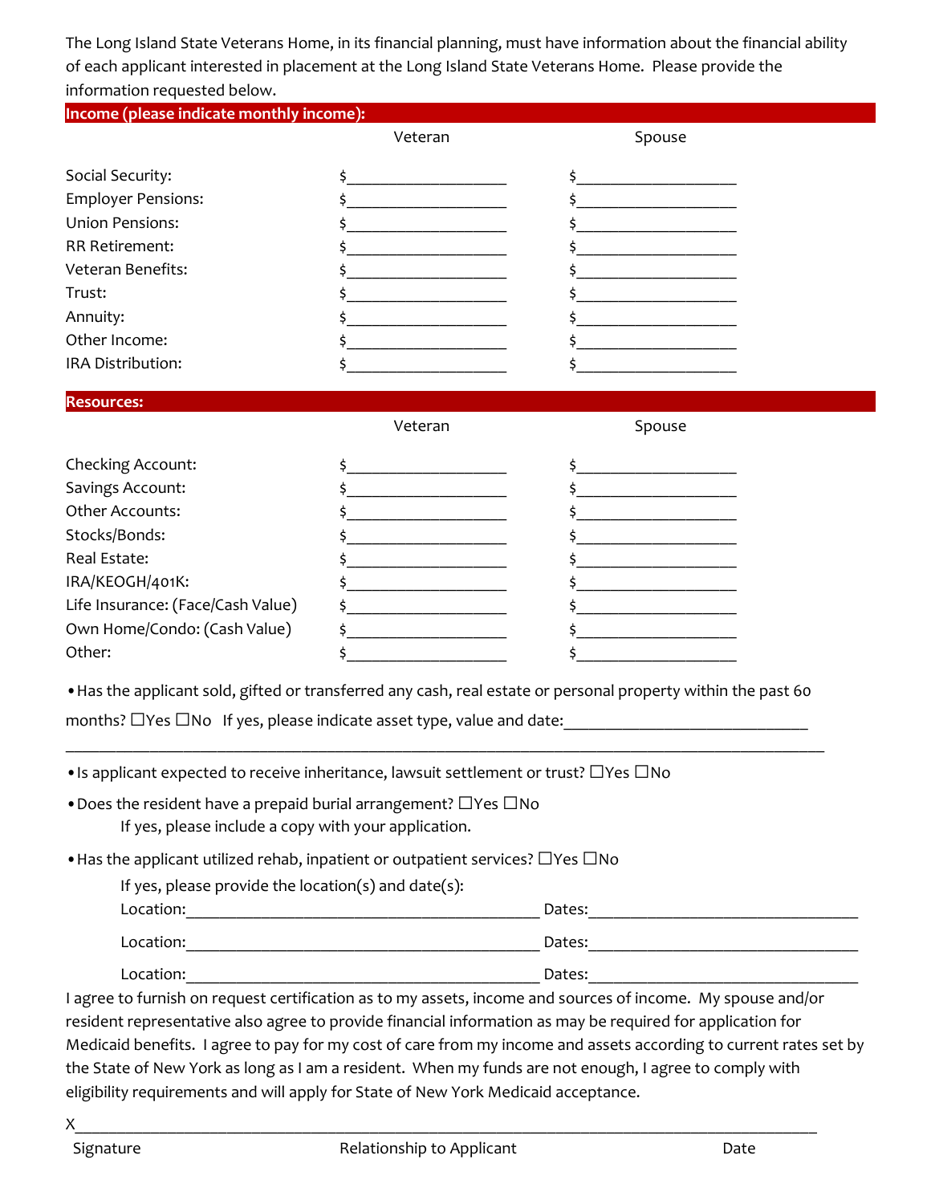The Long Island State Veterans Home, in its financial planning, must have information about the financial ability of each applicant interested in placement at the Long Island State Veterans Home. Please provide the information requested below.

## Income (please indicate monthly income):

| | Veteran | Spouse |
|---|---|---|
| Social Security: | $___________________ | $___________________ |
| Employer Pensions: | $___________________ | $___________________ |
| Union Pensions: | $___________________ | $___________________ |
| RR Retirement: | $___________________ | $___________________ |
| Veteran Benefits: | $___________________ | $___________________ |
| Trust: | $___________________ | $___________________ |
| Annuity: | $___________________ | $___________________ |
| Other Income: | $___________________ | $___________________ |
| IRA Distribution: | $___________________ | $___________________ |

## Resources:

| | Veteran | Spouse |
|---|---|---|
| Checking Account: | $___________________ | $___________________ |
| Savings Account: | $___________________ | $___________________ |
| Other Accounts: | $___________________ | $___________________ |
| Stocks/Bonds: | $___________________ | $___________________ |
| Real Estate: | $___________________ | $___________________ |
| IRA/KEOGH/401K: | $___________________ | $___________________ |
| Life Insurance: (Face/Cash Value) | $___________________ | $___________________ |
| Own Home/Condo: (Cash Value) | $___________________ | $___________________ |
| Other: | $___________________ | $___________________ |

- Has the applicant sold, gifted or transferred any cash, real estate or personal property within the past 60 months? ☐Yes ☐No If yes, please indicate asset type, value and date:_____________________________

_____________________________________________________________________________________________

- Is applicant expected to receive inheritance, lawsuit settlement or trust? ☐Yes ☐No
- Does the resident have a prepaid burial arrangement? ☐Yes ☐No
  If yes, please include a copy with your application.
- Has the applicant utilized rehab, inpatient or outpatient services? ☐Yes ☐No
  If yes, please provide the location(s) and date(s):
  Location:____________________________________________ Dates:_________________________________
  Location:____________________________________________ Dates:_________________________________
  Location:____________________________________________ Dates:_________________________________

I agree to furnish on request certification as to my assets, income and sources of income. My spouse and/or resident representative also agree to provide financial information as may be required for application for Medicaid benefits. I agree to pay for my cost of care from my income and assets according to current rates set by the State of New York as long as I am a resident. When my funds are not enough, I agree to comply with eligibility requirements and will apply for State of New York Medicaid acceptance.

X_____________________________________________________________________________________________

Signature &nbsp;&nbsp;&nbsp;&nbsp;&nbsp;&nbsp;&nbsp;&nbsp;&nbsp;&nbsp;&nbsp;&nbsp;&nbsp;&nbsp;&nbsp;&nbsp; Relationship to Applicant &nbsp;&nbsp;&nbsp;&nbsp;&nbsp;&nbsp;&nbsp;&nbsp;&nbsp;&nbsp;&nbsp;&nbsp;&nbsp;&nbsp;&nbsp;&nbsp; Date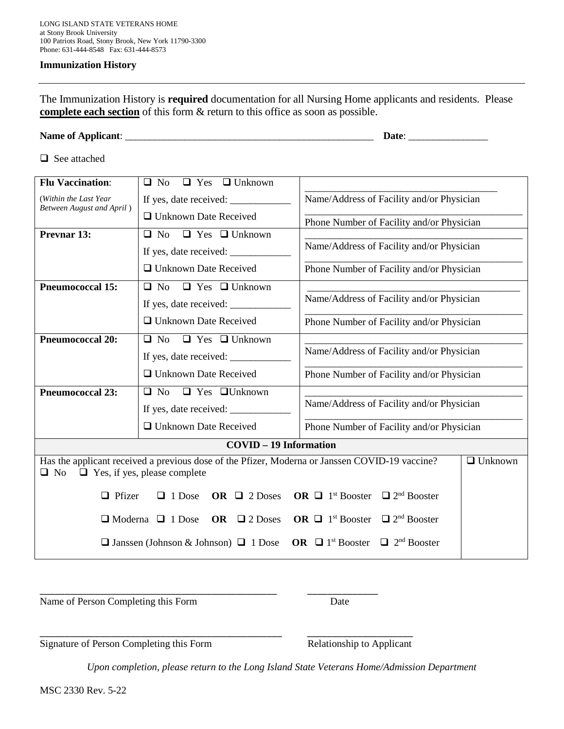LONG ISLAND STATE VETERANS HOME
at Stony Brook University
100 Patriots Road, Stony Brook, New York 11790-3300
Phone: 631-444-8548 Fax: 631-444-8573

**Immunization History**

---

The Immunization History is **required** documentation for all Nursing Home applicants and residents. Please **complete each section** of this form & return to this office as soon as possible.

**Name of Applicant**: ______________________________________________ **Date**: _______________

☐ See attached

| | | |
|---|---|---|
| **Flu Vaccination**: (*Within the Last Year Between August and April*) | ☐ No ☐ Yes ☐ Unknown<br>If yes, date received: ____________<br>☐ Unknown Date Received | ________________________________<br>Name/Address of Facility and/or Physician<br>________________________________<br>Phone Number of Facility and/or Physician |
| **Prevnar 13:** | ☐ No ☐ Yes ☐ Unknown<br>If yes, date received: ____________<br>☐ Unknown Date Received | ________________________________<br>Name/Address of Facility and/or Physician<br>________________________________<br>Phone Number of Facility and/or Physician |
| **Pneumococcal 15:** | ☐ No ☐ Yes ☐ Unknown<br>If yes, date received: ____________<br>☐ Unknown Date Received | ________________________________<br>Name/Address of Facility and/or Physician<br>________________________________<br>Phone Number of Facility and/or Physician |
| **Pneumococcal 20:** | ☐ No ☐ Yes ☐ Unknown<br>If yes, date received: ____________<br>☐ Unknown Date Received | ________________________________<br>Name/Address of Facility and/or Physician<br>________________________________<br>Phone Number of Facility and/or Physician |
| **Pneumococcal 23:** | ☐ No ☐ Yes ☐Unknown<br>If yes, date received: ____________<br>☐ Unknown Date Received | ________________________________<br>Name/Address of Facility and/or Physician<br>________________________________<br>Phone Number of Facility and/or Physician |

| **COVID – 19 Information** | |
|---|---|
| Has the applicant received a previous dose of the Pfizer, Moderna or Janssen COVID-19 vaccine?<br>☐ No ☐ Yes, if yes, please complete<br>☐ Pfizer ☐ 1 Dose **OR** ☐ 2 Doses **OR** ☐ 1st Booster ☐ 2nd Booster<br>☐ Moderna ☐ 1 Dose **OR** ☐ 2 Doses **OR** ☐ 1st Booster ☐ 2nd Booster<br>☐ Janssen (Johnson & Johnson) ☐ 1 Dose **OR** ☐ 1st Booster ☐ 2nd Booster | ☐ Unknown |

_____________________________________________ _____________
Name of Person Completing this Form Date

_____________________________________________ ____________________
Signature of Person Completing this Form Relationship to Applicant

*Upon completion, please return to the Long Island State Veterans Home/Admission Department*

MSC 2330 Rev. 5-22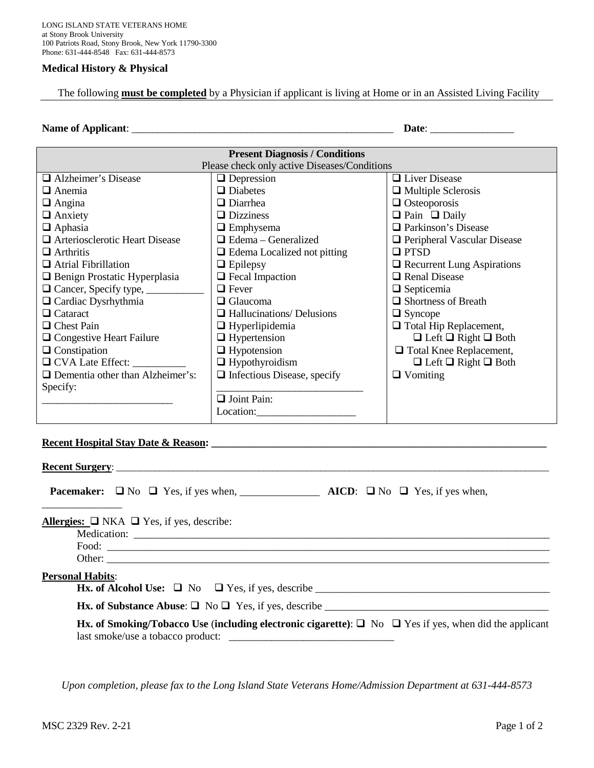LONG ISLAND STATE VETERANS HOME
at Stony Brook University
100 Patriots Road, Stony Brook, New York 11790-3300
Phone: 631-444-8548 Fax: 631-444-8573

**Medical History & Physical**

The following **must be completed** by a Physician if applicant is living at Home or in an Assisted Living Facility

**Name of Applicant**: ____________________________________________________ **Date**: ________________

| **Present Diagnosis / Conditions** Please check only active Diseases/Conditions | | |
|---|---|---|
| ❑ Alzheimer's Disease | ❑ Depression | ❑ Liver Disease |
| ❑ Anemia | ❑ Diabetes | ❑ Multiple Sclerosis |
| ❑ Angina | ❑ Diarrhea | ❑ Osteoporosis |
| ❑ Anxiety | ❑ Dizziness | ❑ Pain ❑ Daily |
| ❑ Aphasia | ❑ Emphysema | ❑ Parkinson's Disease |
| ❑ Arteriosclerotic Heart Disease | ❑ Edema – Generalized | ❑ Peripheral Vascular Disease |
| ❑ Arthritis | ❑ Edema Localized not pitting | ❑ PTSD |
| ❑ Atrial Fibrillation | ❑ Epilepsy | ❑ Recurrent Lung Aspirations |
| ❑ Benign Prostatic Hyperplasia | ❑ Fecal Impaction | ❑ Renal Disease |
| ❑ Cancer, Specify type, ___________ | ❑ Fever | ❑ Septicemia |
| ❑ Cardiac Dysrhythmia | ❑ Glaucoma | ❑ Shortness of Breath |
| ❑ Cataract | ❑ Hallucinations/ Delusions | ❑ Syncope |
| ❑ Chest Pain | ❑ Hyperlipidemia | ❑ Total Hip Replacement, ❑ Left ❑ Right ❑ Both |
| ❑ Congestive Heart Failure | ❑ Hypertension | |
| ❑ Constipation | ❑ Hypotension | ❑ Total Knee Replacement, ❑ Left ❑ Right ❑ Both |
| ❑ CVA Late Effect: __________ | ❑ Hypothyroidism | |
| ❑ Dementia other than Alzheimer's: Specify: _________________________ | ❑ Infectious Disease, specify ____________________________ | ❑ Vomiting |
| | ❑ Joint Pain: Location:___________________ | |

**Recent Hospital Stay Date & Reason: ________________________________________________________________**

**Recent Surgery**: ________________________________________________________________________________

**Pacemaker:** ❑ No ❑ Yes, if yes when, _______________ **AICD**: ❑ No ❑ Yes, if yes when, _______________

**Allergies:** ❑ NKA ❑ Yes, if yes, describe:

Medication: ___________________________________________________________________________

Food: ________________________________________________________________________________

Other: _______________________________________________________________________________

**Personal Habits**:

**Hx. of Alcohol Use:** ❑ No ❑ Yes, if yes, describe _____________________________________________

**Hx. of Substance Abuse**: ❑ No ❑ Yes, if yes, describe __________________________________________

**Hx. of Smoking/Tobacco Use** (**including electronic cigarette**): ❑ No ❑ Yes if yes, when did the applicant last smoke/use a tobacco product: _______________________________

*Upon completion, please fax to the Long Island State Veterans Home/Admission Department at 631-444-8573*

MSC 2329 Rev. 2-21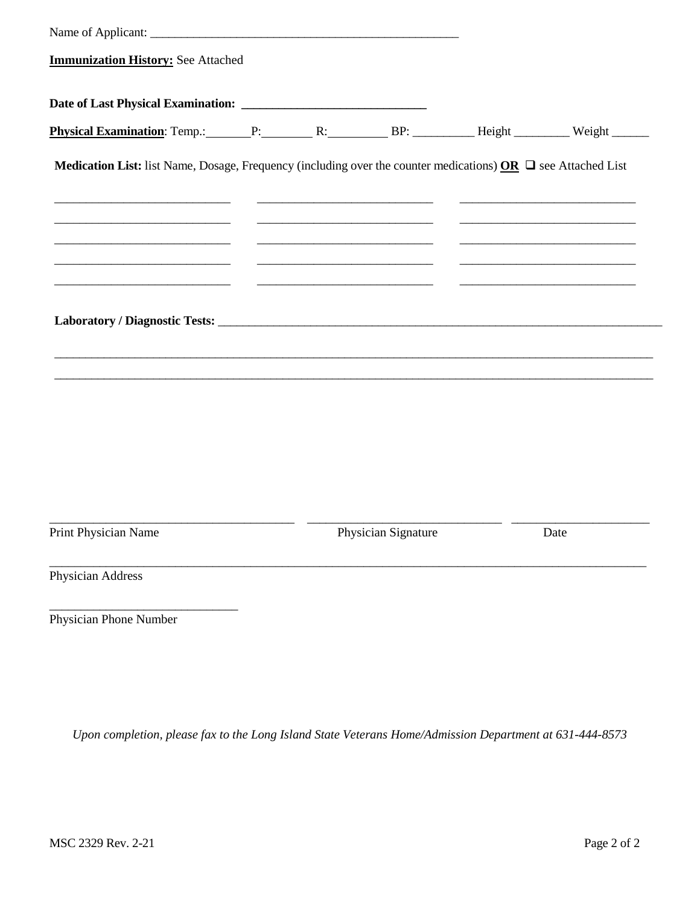Name of Applicant: ___________________________________________________

**Immunization History:** See Attached

**Date of Last Physical Examination: ______________________________**

**Physical Examination**: Temp.:_______ P:________ R:_________ BP: __________ Height _________ Weight ______

**Medication List:** list Name, Dosage, Frequency (including over the counter medications) **OR** ❑ see Attached List

_____________________________ _____________________________ _____________________________

_____________________________ _____________________________ _____________________________

_____________________________ _____________________________ _____________________________

_____________________________ _____________________________ _____________________________

_____________________________ _____________________________ _____________________________

**Laboratory / Diagnostic Tests:** ___________________________________________________________________________

____________________________________________________________________________________________________

____________________________________________________________________________________________________

_________________________________________ ________________________________ ______________________

Print Physician Name Physician Signature Date

____________________________________________________________________________________________________

Physician Address

______________________________

Physician Phone Number

*Upon completion, please fax to the Long Island State Veterans Home/Admission Department at 631-444-8573*

MSC 2329 Rev. 2-21